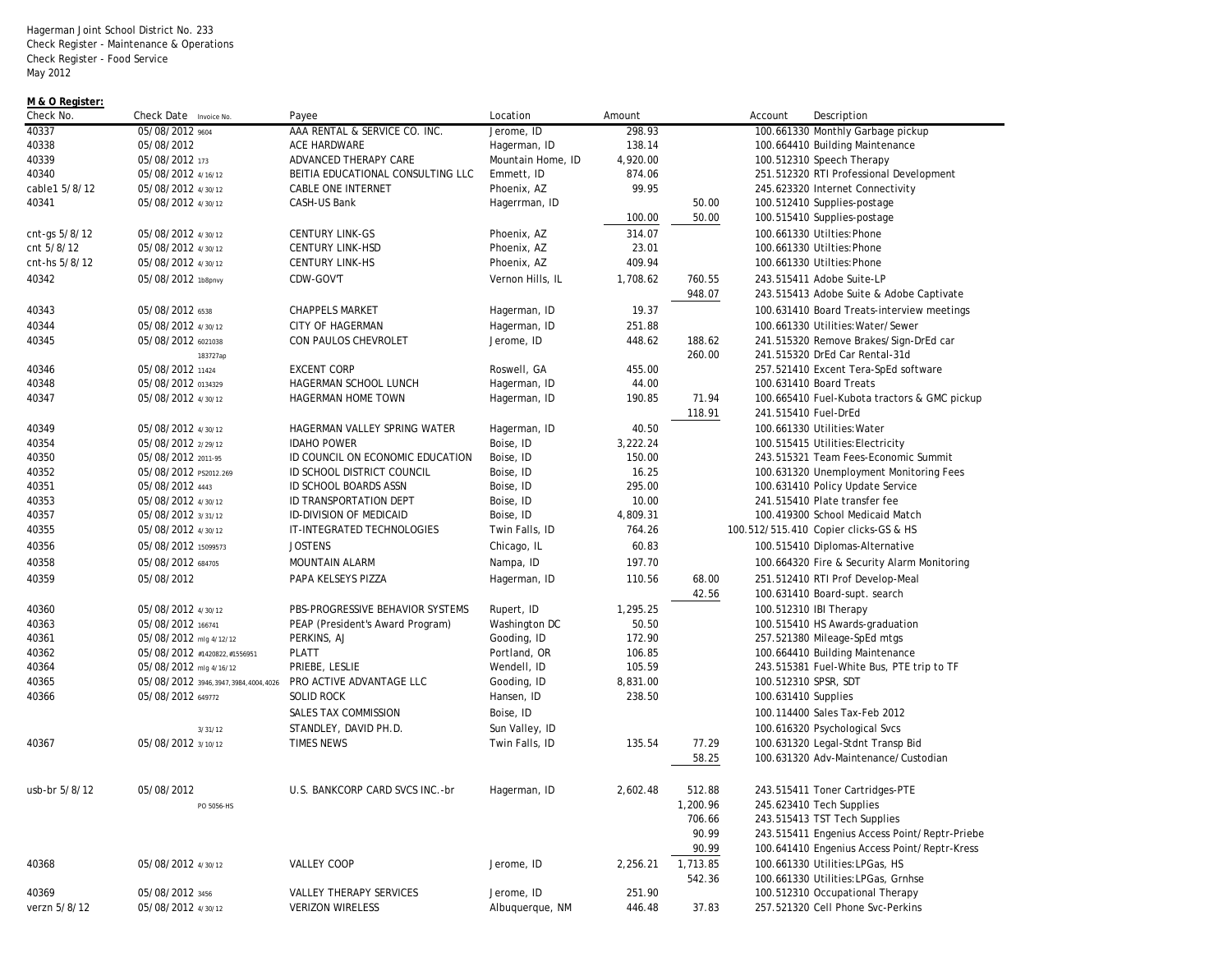Hagerman Joint School District No. 233
Check Register - Maintenance & Operations
Check Register - Food Service
May 2012

**M & O Register:**

| Check No. | Check Date | Invoice No. | Payee | Location | Amount | | Account | Description |
|---|---|---|---|---|---|---|---|---|
| 40337 | 05/08/2012 | 9604 | AAA RENTAL & SERVICE CO. INC. | Jerome, ID | 298.93 | | 100.661330 | Monthly Garbage pickup |
| 40338 | 05/08/2012 | | ACE HARDWARE | Hagerman, ID | 138.14 | | 100.664410 | Building Maintenance |
| 40339 | 05/08/2012 | 173 | ADVANCED THERAPY CARE | Mountain Home, ID | 4,920.00 | | 100.512310 | Speech Therapy |
| 40340 | 05/08/2012 | 4/16/12 | BEITIA EDUCATIONAL CONSULTING LLC | Emmett, ID | 874.06 | | 251.512320 | RTI Professional Development |
| cable1 5/8/12 | 05/08/2012 | 4/30/12 | CABLE ONE INTERNET | Phoenix, AZ | 99.95 | | 245.623320 | Internet Connectivity |
| 40341 | 05/08/2012 | 4/30/12 | CASH-US Bank | Hagerrman, ID | | 50.00 | 100.512410 | Supplies-postage |
| | | | | | 100.00 | 50.00 | 100.515410 | Supplies-postage |
| cnt-gs 5/8/12 | 05/08/2012 | 4/30/12 | CENTURY LINK-GS | Phoenix, AZ | 314.07 | | 100.661330 | Utilties:Phone |
| cnt 5/8/12 | 05/08/2012 | 4/30/12 | CENTURY LINK-HSD | Phoenix, AZ | 23.01 | | 100.661330 | Utilties:Phone |
| cnt-hs 5/8/12 | 05/08/2012 | 4/30/12 | CENTURY LINK-HS | Phoenix, AZ | 409.94 | | 100.661330 | Utilties:Phone |
| 40342 | 05/08/2012 | 1b8pnvy | CDW-GOV'T | Vernon Hills, IL | 1,708.62 | 760.55 | 243.515411 | Adobe Suite-LP |
| | | | | | | 948.07 | 243.515413 | Adobe Suite & Adobe Captivate |
| 40343 | 05/08/2012 | 6538 | CHAPPELS MARKET | Hagerman, ID | 19.37 | | 100.631410 | Board Treats-interview meetings |
| 40344 | 05/08/2012 | 4/30/12 | CITY OF HAGERMAN | Hagerman, ID | 251.88 | | 100.661330 | Utilities:Water/Sewer |
| 40345 | 05/08/2012 | 6021038 | CON PAULOS CHEVROLET | Jerome, ID | 448.62 | 188.62 | 241.515320 | Remove Brakes/Sign-DrEd car |
| | | 183727ap | | | | 260.00 | 241.515320 | DrEd Car Rental-31d |
| 40346 | 05/08/2012 | 11424 | EXCENT CORP | Roswell, GA | 455.00 | | 257.521410 | Excent Tera-SpEd software |
| 40348 | 05/08/2012 | 0134329 | HAGERMAN SCHOOL LUNCH | Hagerman, ID | 44.00 | | 100.631410 | Board Treats |
| 40347 | 05/08/2012 | 4/30/12 | HAGERMAN HOME TOWN | Hagerman, ID | 190.85 | 71.94 | 100.665410 | Fuel-Kubota tractors & GMC pickup |
| | | | | | | 118.91 | 241.515410 | Fuel-DrEd |
| 40349 | 05/08/2012 | 4/30/12 | HAGERMAN VALLEY SPRING WATER | Hagerman, ID | 40.50 | | 100.661330 | Utilities:Water |
| 40354 | 05/08/2012 | 2/29/12 | IDAHO POWER | Boise, ID | 3,222.24 | | 100.515415 | Utilities:Electricity |
| 40350 | 05/08/2012 | 2011-95 | ID COUNCIL ON ECONOMIC EDUCATION | Boise, ID | 150.00 | | 243.515321 | Team Fees-Economic Summit |
| 40352 | 05/08/2012 | PS2012.269 | ID SCHOOL DISTRICT COUNCIL | Boise, ID | 16.25 | | 100.631320 | Unemployment Monitoring Fees |
| 40351 | 05/08/2012 | 4443 | ID SCHOOL BOARDS ASSN | Boise, ID | 295.00 | | 100.631410 | Policy Update Service |
| 40353 | 05/08/2012 | 4/30/12 | ID TRANSPORTATION DEPT | Boise, ID | 10.00 | | 241.515410 | Plate transfer fee |
| 40357 | 05/08/2012 | 3/31/12 | ID-DIVISION OF MEDICAID | Boise, ID | 4,809.31 | | 100.419300 | School Medicaid Match |
| 40355 | 05/08/2012 | 4/30/12 | IT-INTEGRATED TECHNOLOGIES | Twin Falls, ID | 764.26 | | 100.512/515.410 | Copier clicks-GS & HS |
| 40356 | 05/08/2012 | 15099573 | JOSTENS | Chicago, IL | 60.83 | | 100.515410 | Diplomas-Alternative |
| 40358 | 05/08/2012 | 684705 | MOUNTAIN ALARM | Nampa, ID | 197.70 | | 100.664320 | Fire & Security Alarm Monitoring |
| 40359 | 05/08/2012 | | PAPA KELSEYS PIZZA | Hagerman, ID | 110.56 | 68.00 | 251.512410 | RTI Prof Develop-Meal |
| | | | | | | 42.56 | 100.631410 | Board-supt. search |
| 40360 | 05/08/2012 | 4/30/12 | PBS-PROGRESSIVE BEHAVIOR SYSTEMS | Rupert, ID | 1,295.25 | | 100.512310 | IBI Therapy |
| 40363 | 05/08/2012 | 166741 | PEAP (President's Award Program) | Washington DC | 50.50 | | 100.515410 | HS Awards-graduation |
| 40361 | 05/08/2012 | mlg 4/12/12 | PERKINS, AJ | Gooding, ID | 172.90 | | 257.521380 | Mileage-SpEd mtgs |
| 40362 | 05/08/2012 | #1420822, #1556951 | PLATT | Portland, OR | 106.85 | | 100.664410 | Building Maintenance |
| 40364 | 05/08/2012 | mlg 4/16/12 | PRIEBE, LESLIE | Wendell, ID | 105.59 | | 243.515381 | Fuel-White Bus, PTE trip to TF |
| 40365 | 05/08/2012 | 3946,3947,3984,4004,4026 | PRO ACTIVE ADVANTAGE LLC | Gooding, ID | 8,831.00 | | 100.512310 | SPSR, SDT |
| 40366 | 05/08/2012 | 649772 | SOLID ROCK | Hansen, ID | 238.50 | | 100.631410 | Supplies |
| | | | SALES TAX COMMISSION | Boise, ID | | | 100.114400 | Sales Tax-Feb 2012 |
| | | 3/31/12 | STANDLEY, DAVID PH.D. | Sun Valley, ID | | | 100.616320 | Psychological Svcs |
| 40367 | 05/08/2012 | 3/10/12 | TIMES NEWS | Twin Falls, ID | 135.54 | 77.29 | 100.631320 | Legal-Stdnt Transp Bid |
| | | | | | | 58.25 | 100.631320 | Adv-Maintenance/Custodian |
| usb-br 5/8/12 | 05/08/2012 | | U.S. BANKCORP CARD SVCS INC.-br | Hagerman, ID | 2,602.48 | 512.88 | 243.515411 | Toner Cartridges-PTE |
| | | PO 5056-HS | | | | 1,200.96 | 245.623410 | Tech Supplies |
| | | | | | | 706.66 | 243.515413 | TST Tech Supplies |
| | | | | | | 90.99 | 243.515411 | Engenius Access Point/Reptr-Priebe |
| | | | | | | 90.99 | 100.641410 | Engenius Access Point/Reptr-Kress |
| 40368 | 05/08/2012 | 4/30/12 | VALLEY COOP | Jerome, ID | 2,256.21 | 1,713.85 | 100.661330 | Utilities:LPGas, HS |
| | | | | | | 542.36 | 100.661330 | Utilities:LPGas, Grnhse |
| 40369 | 05/08/2012 | 3456 | VALLEY THERAPY SERVICES | Jerome, ID | 251.90 | | 100.512310 | Occupational Therapy |
| verzn 5/8/12 | 05/08/2012 | 4/30/12 | VERIZON WIRELESS | Albuquerque, NM | 446.48 | 37.83 | 257.521320 | Cell Phone Svc-Perkins |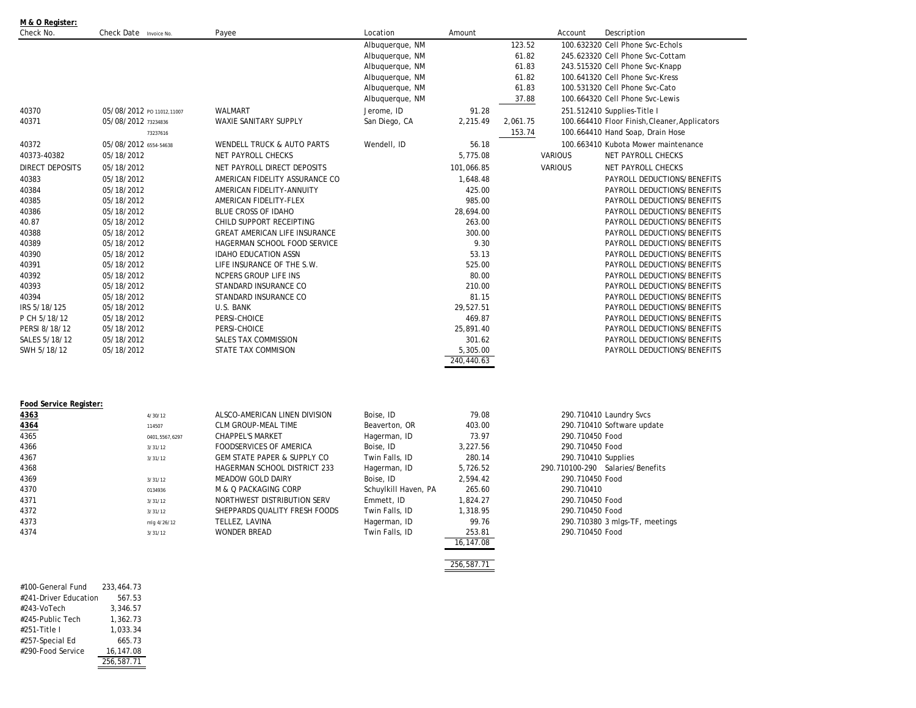**M & O Register:**

| Check No. | Check Date | Invoice No. | Payee | Location | Amount | | Account | Description |
|---|---|---|---|---|---|---|---|---|
| | | | | Albuquerque, NM | | 123.52 | 100.632320 | Cell Phone Svc-Echols |
| | | | | Albuquerque, NM | | 61.82 | 245.623320 | Cell Phone Svc-Cottam |
| | | | | Albuquerque, NM | | 61.83 | 243.515320 | Cell Phone Svc-Knapp |
| | | | | Albuquerque, NM | | 61.82 | 100.641320 | Cell Phone Svc-Kress |
| | | | | Albuquerque, NM | | 61.83 | 100.531320 | Cell Phone Svc-Cato |
| | | | | Albuquerque, NM | | 37.88 | 100.664320 | Cell Phone Svc-Lewis |
| 40370 | 05/08/2012 | PO 11012,11007 | WALMART | Jerome, ID | 91.28 | | 251.512410 | Supplies-Title I |
| 40371 | 05/08/2012 | 73234836 | WAXIE SANITARY SUPPLY | San Diego, CA | 2,215.49 | 2,061.75 | 100.664410 | Floor Finish,Cleaner,Applicators |
| | | 73237616 | | | | 153.74 | 100.664410 | Hand Soap, Drain Hose |
| 40372 | 05/08/2012 | 6554-54638 | WENDELL TRUCK & AUTO PARTS | Wendell, ID | 56.18 | | 100.663410 | Kubota Mower maintenance |
| 40373-40382 | 05/18/2012 | | NET PAYROLL CHECKS | | 5,775.08 | | VARIOUS | NET PAYROLL CHECKS |
| DIRECT DEPOSITS | 05/18/2012 | | NET PAYROLL DIRECT DEPOSITS | | 101,066.85 | | VARIOUS | NET PAYROLL CHECKS |
| 40383 | 05/18/2012 | | AMERICAN FIDELITY ASSURANCE CO | | 1,648.48 | | | PAYROLL DEDUCTIONS/BENEFITS |
| 40384 | 05/18/2012 | | AMERICAN FIDELITY-ANNUITY | | 425.00 | | | PAYROLL DEDUCTIONS/BENEFITS |
| 40385 | 05/18/2012 | | AMERICAN FIDELITY-FLEX | | 985.00 | | | PAYROLL DEDUCTIONS/BENEFITS |
| 40386 | 05/18/2012 | | BLUE CROSS OF IDAHO | | 28,694.00 | | | PAYROLL DEDUCTIONS/BENEFITS |
| 40.87 | 05/18/2012 | | CHILD SUPPORT RECEIPTING | | 263.00 | | | PAYROLL DEDUCTIONS/BENEFITS |
| 40388 | 05/18/2012 | | GREAT AMERICAN LIFE INSURANCE | | 300.00 | | | PAYROLL DEDUCTIONS/BENEFITS |
| 40389 | 05/18/2012 | | HAGERMAN SCHOOL FOOD SERVICE | | 9.30 | | | PAYROLL DEDUCTIONS/BENEFITS |
| 40390 | 05/18/2012 | | IDAHO EDUCATION ASSN | | 53.13 | | | PAYROLL DEDUCTIONS/BENEFITS |
| 40391 | 05/18/2012 | | LIFE INSURANCE OF THE S.W. | | 525.00 | | | PAYROLL DEDUCTIONS/BENEFITS |
| 40392 | 05/18/2012 | | NCPERS GROUP LIFE INS | | 80.00 | | | PAYROLL DEDUCTIONS/BENEFITS |
| 40393 | 05/18/2012 | | STANDARD INSURANCE CO | | 210.00 | | | PAYROLL DEDUCTIONS/BENEFITS |
| 40394 | 05/18/2012 | | STANDARD INSURANCE CO | | 81.15 | | | PAYROLL DEDUCTIONS/BENEFITS |
| IRS 5/18/125 | 05/18/2012 | | U.S. BANK | | 29,527.51 | | | PAYROLL DEDUCTIONS/BENEFITS |
| P CH 5/18/12 | 05/18/2012 | | PERSI-CHOICE | | 469.87 | | | PAYROLL DEDUCTIONS/BENEFITS |
| PERSI 8/18/12 | 05/18/2012 | | PERSI-CHOICE | | 25,891.40 | | | PAYROLL DEDUCTIONS/BENEFITS |
| SALES 5/18/12 | 05/18/2012 | | SALES TAX COMMISSION | | 301.62 | | | PAYROLL DEDUCTIONS/BENEFITS |
| SWH 5/18/12 | 05/18/2012 | | STATE TAX COMMISION | | 5,305.00 | | | PAYROLL DEDUCTIONS/BENEFITS |
| | | | | | 240,440.63 | | | |

**Food Service Register:**

| Check No. | Invoice No. | Payee | Location | Amount | Account | Description |
|---|---|---|---|---|---|---|
| 4363 | 4/30/12 | ALSCO-AMERICAN LINEN DIVISION | Boise, ID | 79.08 | 290.710410 | Laundry Svcs |
| 4364 | 114507 | CLM GROUP-MEAL TIME | Beaverton, OR | 403.00 | 290.710410 | Software update |
| 4365 | 0401,5567,6297 | CHAPPEL'S MARKET | Hagerman, ID | 73.97 | 290.710450 | Food |
| 4366 | 3/31/12 | FOODSERVICES OF AMERICA | Boise, ID | 3,227.56 | 290.710450 | Food |
| 4367 | 3/31/12 | GEM STATE PAPER & SUPPLY CO | Twin Falls, ID | 280.14 | 290.710410 | Supplies |
| 4368 | | HAGERMAN SCHOOL DISTRICT 233 | Hagerman, ID | 5,726.52 | 290.710100-290 | Salaries/Benefits |
| 4369 | 3/31/12 | MEADOW GOLD DAIRY | Boise, ID | 2,594.42 | 290.710450 | Food |
| 4370 | 0134936 | M & Q PACKAGING CORP | Schuylkill Haven, PA | 265.60 | 290.710410 | |
| 4371 | 3/31/12 | NORTHWEST DISTRIBUTION SERV | Emmett, ID | 1,824.27 | 290.710450 | Food |
| 4372 | 3/31/12 | SHEPPARDS QUALITY FRESH FOODS | Twin Falls, ID | 1,318.95 | 290.710450 | Food |
| 4373 | mlg 4/26/12 | TELLEZ, LAVINA | Hagerman, ID | 99.76 | 290.710380 | 3 mlgs-TF, meetings |
| 4374 | 3/31/12 | WONDER BREAD | Twin Falls, ID | 253.81 | 290.710450 | Food |
| | | | | 16,147.08 | | |
| | | | | 256,587.71 | | |

| | |
|---|---|
| #100-General Fund | 233,464.73 |
| #241-Driver Education | 567.53 |
| #243-VoTech | 3,346.57 |
| #245-Public Tech | 1,362.73 |
| #251-Title I | 1,033.34 |
| #257-Special Ed | 665.73 |
| #290-Food Service | 16,147.08 |
| | 256,587.71 |